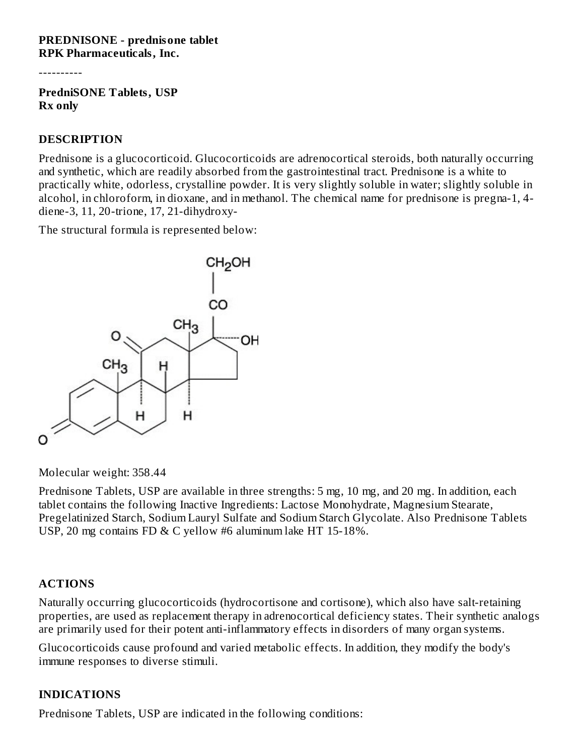**PREDNISONE - prednisone tablet**
**RPK Pharmaceuticals, Inc.**

----------

**PredniSONE Tablets, USP**
**Rx only**

## DESCRIPTION

Prednisone is a glucocorticoid. Glucocorticoids are adrenocortical steroids, both naturally occurring and synthetic, which are readily absorbed from the gastrointestinal tract. Prednisone is a white to practically white, odorless, crystalline powder. It is very slightly soluble in water; slightly soluble in alcohol, in chloroform, in dioxane, and in methanol. The chemical name for prednisone is pregna-1, 4-diene-3, 11, 20-trione, 17, 21-dihydroxy-

The structural formula is represented below:

Molecular weight: 358.44

Prednisone Tablets, USP are available in three strengths: 5 mg, 10 mg, and 20 mg. In addition, each tablet contains the following Inactive Ingredients: Lactose Monohydrate, Magnesium Stearate, Pregelatinized Starch, Sodium Lauryl Sulfate and Sodium Starch Glycolate. Also Prednisone Tablets USP, 20 mg contains FD & C yellow #6 aluminum lake HT 15-18%.

## ACTIONS

Naturally occurring glucocorticoids (hydrocortisone and cortisone), which also have salt-retaining properties, are used as replacement therapy in adrenocortical deficiency states. Their synthetic analogs are primarily used for their potent anti-inflammatory effects in disorders of many organ systems.

Glucocorticoids cause profound and varied metabolic effects. In addition, they modify the body's immune responses to diverse stimuli.

## INDICATIONS

Prednisone Tablets, USP are indicated in the following conditions: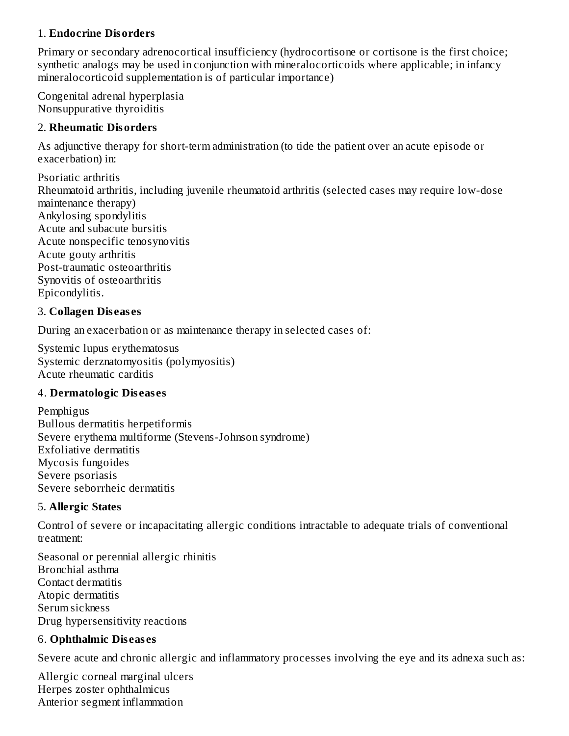1. **Endocrine Disorders**

Primary or secondary adrenocortical insufficiency (hydrocortisone or cortisone is the first choice; synthetic analogs may be used in conjunction with mineralocorticoids where applicable; in infancy mineralocorticoid supplementation is of particular importance)

Congenital adrenal hyperplasia
Nonsuppurative thyroiditis

2. **Rheumatic Disorders**

As adjunctive therapy for short-term administration (to tide the patient over an acute episode or exacerbation) in:

Psoriatic arthritis
Rheumatoid arthritis, including juvenile rheumatoid arthritis (selected cases may require low-dose maintenance therapy)
Ankylosing spondylitis
Acute and subacute bursitis
Acute nonspecific tenosynovitis
Acute gouty arthritis
Post-traumatic osteoarthritis
Synovitis of osteoarthritis
Epicondylitis.

3. **Collagen Diseases**

During an exacerbation or as maintenance therapy in selected cases of:

Systemic lupus erythematosus
Systemic derznatomyositis (polymyositis)
Acute rheumatic carditis

4. **Dermatologic Diseases**

Pemphigus
Bullous dermatitis herpetiformis
Severe erythema multiforme (Stevens-Johnson syndrome)
Exfoliative dermatitis
Mycosis fungoides
Severe psoriasis
Severe seborrheic dermatitis

5. **Allergic States**

Control of severe or incapacitating allergic conditions intractable to adequate trials of conventional treatment:

Seasonal or perennial allergic rhinitis
Bronchial asthma
Contact dermatitis
Atopic dermatitis
Serum sickness
Drug hypersensitivity reactions

6. **Ophthalmic Diseases**

Severe acute and chronic allergic and inflammatory processes involving the eye and its adnexa such as:

Allergic corneal marginal ulcers
Herpes zoster ophthalmicus
Anterior segment inflammation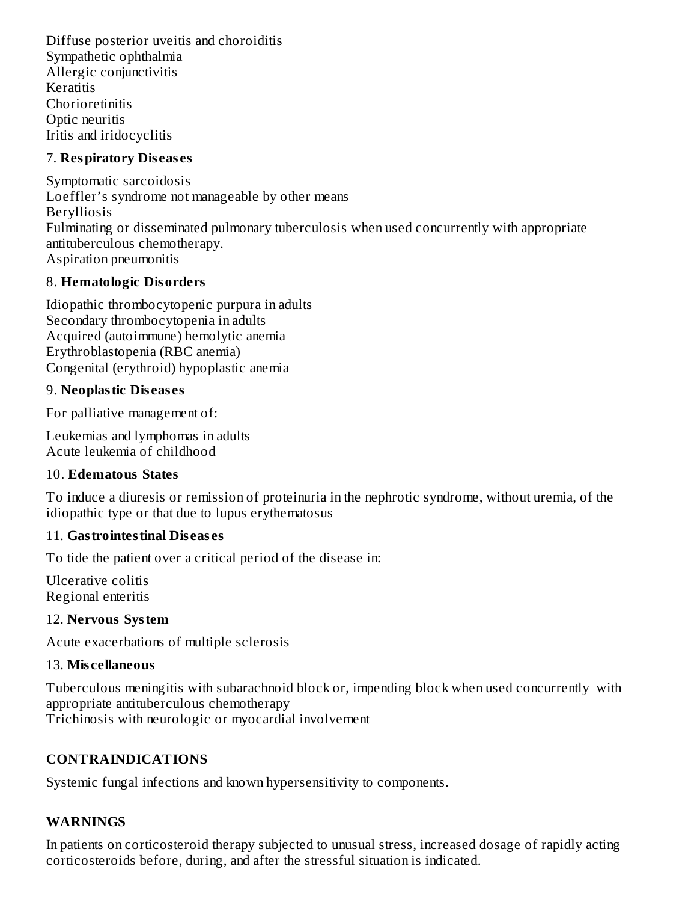Diffuse posterior uveitis and choroiditis
Sympathetic ophthalmia
Allergic conjunctivitis
Keratitis
Chorioretinitis
Optic neuritis
Iritis and iridocyclitis

7. **Respiratory Diseases**

Symptomatic sarcoidosis
Loeffler's syndrome not manageable by other means
Berylliosis
Fulminating or disseminated pulmonary tuberculosis when used concurrently with appropriate antituberculous chemotherapy.
Aspiration pneumonitis

8. **Hematologic Disorders**

Idiopathic thrombocytopenic purpura in adults
Secondary thrombocytopenia in adults
Acquired (autoimmune) hemolytic anemia
Erythroblastopenia (RBC anemia)
Congenital (erythroid) hypoplastic anemia

9. **Neoplastic Diseases**

For palliative management of:

Leukemias and lymphomas in adults
Acute leukemia of childhood

10. **Edematous States**

To induce a diuresis or remission of proteinuria in the nephrotic syndrome, without uremia, of the idiopathic type or that due to lupus erythematosus

11. **Gastrointestinal Diseases**

To tide the patient over a critical period of the disease in:

Ulcerative colitis
Regional enteritis

12. **Nervous System**

Acute exacerbations of multiple sclerosis

13. **Miscellaneous**

Tuberculous meningitis with subarachnoid block or, impending block when used concurrently with appropriate antituberculous chemotherapy
Trichinosis with neurologic or myocardial involvement

## CONTRAINDICATIONS

Systemic fungal infections and known hypersensitivity to components.

## WARNINGS

In patients on corticosteroid therapy subjected to unusual stress, increased dosage of rapidly acting corticosteroids before, during, and after the stressful situation is indicated.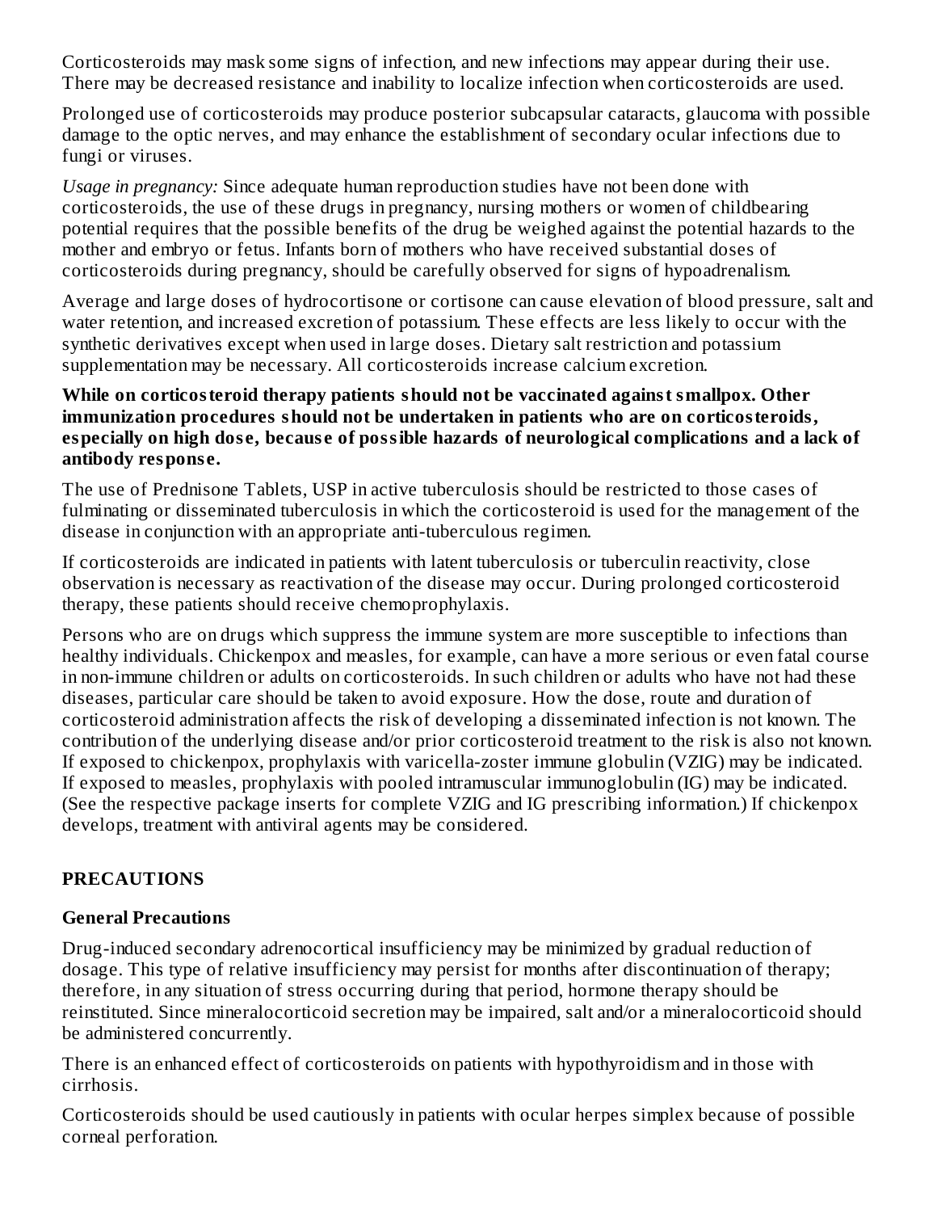Corticosteroids may mask some signs of infection, and new infections may appear during their use. There may be decreased resistance and inability to localize infection when corticosteroids are used.

Prolonged use of corticosteroids may produce posterior subcapsular cataracts, glaucoma with possible damage to the optic nerves, and may enhance the establishment of secondary ocular infections due to fungi or viruses.

*Usage in pregnancy:* Since adequate human reproduction studies have not been done with corticosteroids, the use of these drugs in pregnancy, nursing mothers or women of childbearing potential requires that the possible benefits of the drug be weighed against the potential hazards to the mother and embryo or fetus. Infants born of mothers who have received substantial doses of corticosteroids during pregnancy, should be carefully observed for signs of hypoadrenalism.

Average and large doses of hydrocortisone or cortisone can cause elevation of blood pressure, salt and water retention, and increased excretion of potassium. These effects are less likely to occur with the synthetic derivatives except when used in large doses. Dietary salt restriction and potassium supplementation may be necessary. All corticosteroids increase calcium excretion.

**While on corticosteroid therapy patients should not be vaccinated against smallpox. Other immunization procedures should not be undertaken in patients who are on corticosteroids, especially on high dose, because of possible hazards of neurological complications and a lack of antibody response.**

The use of Prednisone Tablets, USP in active tuberculosis should be restricted to those cases of fulminating or disseminated tuberculosis in which the corticosteroid is used for the management of the disease in conjunction with an appropriate anti-tuberculous regimen.

If corticosteroids are indicated in patients with latent tuberculosis or tuberculin reactivity, close observation is necessary as reactivation of the disease may occur. During prolonged corticosteroid therapy, these patients should receive chemoprophylaxis.

Persons who are on drugs which suppress the immune system are more susceptible to infections than healthy individuals. Chickenpox and measles, for example, can have a more serious or even fatal course in non-immune children or adults on corticosteroids. In such children or adults who have not had these diseases, particular care should be taken to avoid exposure. How the dose, route and duration of corticosteroid administration affects the risk of developing a disseminated infection is not known. The contribution of the underlying disease and/or prior corticosteroid treatment to the risk is also not known. If exposed to chickenpox, prophylaxis with varicella-zoster immune globulin (VZIG) may be indicated. If exposed to measles, prophylaxis with pooled intramuscular immunoglobulin (IG) may be indicated. (See the respective package inserts for complete VZIG and IG prescribing information.) If chickenpox develops, treatment with antiviral agents may be considered.

## PRECAUTIONS

### General Precautions

Drug-induced secondary adrenocortical insufficiency may be minimized by gradual reduction of dosage. This type of relative insufficiency may persist for months after discontinuation of therapy; therefore, in any situation of stress occurring during that period, hormone therapy should be reinstituted. Since mineralocorticoid secretion may be impaired, salt and/or a mineralocorticoid should be administered concurrently.

There is an enhanced effect of corticosteroids on patients with hypothyroidism and in those with cirrhosis.

Corticosteroids should be used cautiously in patients with ocular herpes simplex because of possible corneal perforation.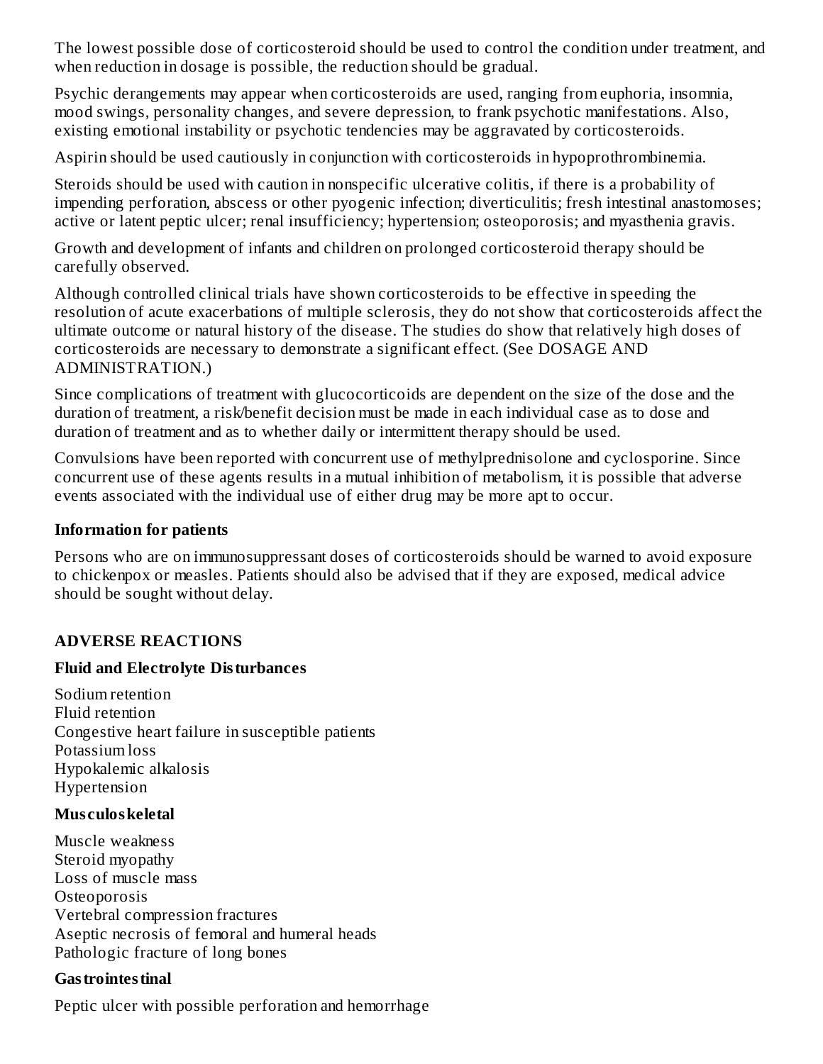The lowest possible dose of corticosteroid should be used to control the condition under treatment, and when reduction in dosage is possible, the reduction should be gradual.

Psychic derangements may appear when corticosteroids are used, ranging from euphoria, insomnia, mood swings, personality changes, and severe depression, to frank psychotic manifestations. Also, existing emotional instability or psychotic tendencies may be aggravated by corticosteroids.

Aspirin should be used cautiously in conjunction with corticosteroids in hypoprothrombinemia.

Steroids should be used with caution in nonspecific ulcerative colitis, if there is a probability of impending perforation, abscess or other pyogenic infection; diverticulitis; fresh intestinal anastomoses; active or latent peptic ulcer; renal insufficiency; hypertension; osteoporosis; and myasthenia gravis.

Growth and development of infants and children on prolonged corticosteroid therapy should be carefully observed.

Although controlled clinical trials have shown corticosteroids to be effective in speeding the resolution of acute exacerbations of multiple sclerosis, they do not show that corticosteroids affect the ultimate outcome or natural history of the disease. The studies do show that relatively high doses of corticosteroids are necessary to demonstrate a significant effect. (See DOSAGE AND ADMINISTRATION.)

Since complications of treatment with glucocorticoids are dependent on the size of the dose and the duration of treatment, a risk/benefit decision must be made in each individual case as to dose and duration of treatment and as to whether daily or intermittent therapy should be used.

Convulsions have been reported with concurrent use of methylprednisolone and cyclosporine. Since concurrent use of these agents results in a mutual inhibition of metabolism, it is possible that adverse events associated with the individual use of either drug may be more apt to occur.

**Information for patients**

Persons who are on immunosuppressant doses of corticosteroids should be warned to avoid exposure to chickenpox or measles. Patients should also be advised that if they are exposed, medical advice should be sought without delay.

## ADVERSE REACTIONS

**Fluid and Electrolyte Disturbances**

Sodium retention
Fluid retention
Congestive heart failure in susceptible patients
Potassium loss
Hypokalemic alkalosis
Hypertension

**Musculoskeletal**

Muscle weakness
Steroid myopathy
Loss of muscle mass
Osteoporosis
Vertebral compression fractures
Aseptic necrosis of femoral and humeral heads
Pathologic fracture of long bones

**Gastrointestinal**

Peptic ulcer with possible perforation and hemorrhage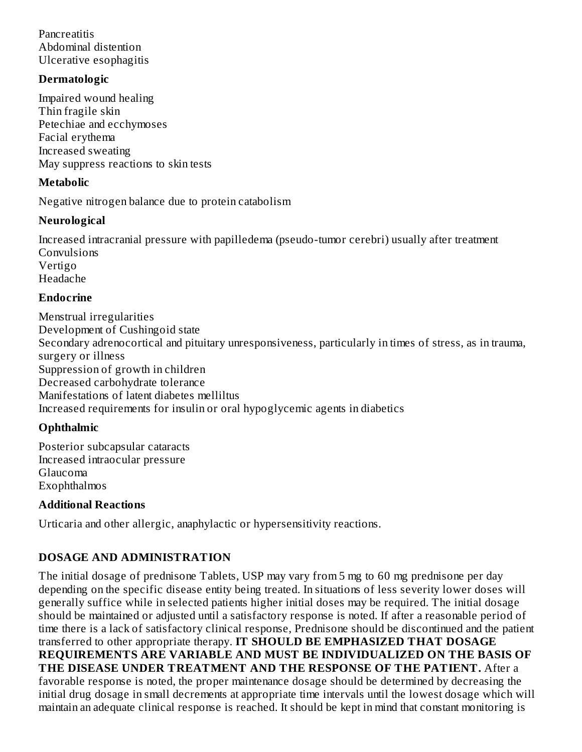Pancreatitis
Abdominal distention
Ulcerative esophagitis

**Dermatologic**

Impaired wound healing
Thin fragile skin
Petechiae and ecchymoses
Facial erythema
Increased sweating
May suppress reactions to skin tests

**Metabolic**

Negative nitrogen balance due to protein catabolism

**Neurological**

Increased intracranial pressure with papilledema (pseudo-tumor cerebri) usually after treatment
Convulsions
Vertigo
Headache

**Endocrine**

Menstrual irregularities
Development of Cushingoid state
Secondary adrenocortical and pituitary unresponsiveness, particularly in times of stress, as in trauma, surgery or illness
Suppression of growth in children
Decreased carbohydrate tolerance
Manifestations of latent diabetes mellitus
Increased requirements for insulin or oral hypoglycemic agents in diabetics

**Ophthalmic**

Posterior subcapsular cataracts
Increased intraocular pressure
Glaucoma
Exophthalmos

**Additional Reactions**

Urticaria and other allergic, anaphylactic or hypersensitivity reactions.

## DOSAGE AND ADMINISTRATION

The initial dosage of prednisone Tablets, USP may vary from 5 mg to 60 mg prednisone per day depending on the specific disease entity being treated. In situations of less severity lower doses will generally suffice while in selected patients higher initial doses may be required. The initial dosage should be maintained or adjusted until a satisfactory response is noted. If after a reasonable period of time there is a lack of satisfactory clinical response, Prednisone should be discontinued and the patient transferred to other appropriate therapy. **IT SHOULD BE EMPHASIZED THAT DOSAGE REQUIREMENTS ARE VARIABLE AND MUST BE INDIVIDUALIZED ON THE BASIS OF THE DISEASE UNDER TREATMENT AND THE RESPONSE OF THE PATIENT.** After a favorable response is noted, the proper maintenance dosage should be determined by decreasing the initial drug dosage in small decrements at appropriate time intervals until the lowest dosage which will maintain an adequate clinical response is reached. It should be kept in mind that constant monitoring is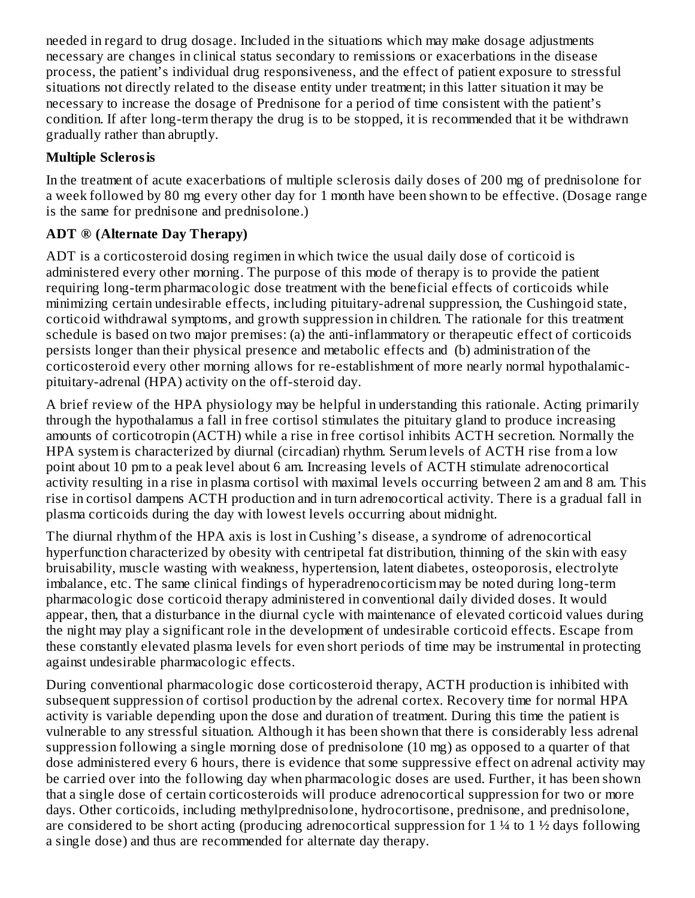needed in regard to drug dosage. Included in the situations which may make dosage adjustments necessary are changes in clinical status secondary to remissions or exacerbations in the disease process, the patient's individual drug responsiveness, and the effect of patient exposure to stressful situations not directly related to the disease entity under treatment; in this latter situation it may be necessary to increase the dosage of Prednisone for a period of time consistent with the patient's condition. If after long-term therapy the drug is to be stopped, it is recommended that it be withdrawn gradually rather than abruptly.

**Multiple Sclerosis**

In the treatment of acute exacerbations of multiple sclerosis daily doses of 200 mg of prednisolone for a week followed by 80 mg every other day for 1 month have been shown to be effective. (Dosage range is the same for prednisone and prednisolone.)

**ADT ® (Alternate Day Therapy)**

ADT is a corticosteroid dosing regimen in which twice the usual daily dose of corticoid is administered every other morning. The purpose of this mode of therapy is to provide the patient requiring long-term pharmacologic dose treatment with the beneficial effects of corticoids while minimizing certain undesirable effects, including pituitary-adrenal suppression, the Cushingoid state, corticoid withdrawal symptoms, and growth suppression in children. The rationale for this treatment schedule is based on two major premises: (a) the anti-inflammatory or therapeutic effect of corticoids persists longer than their physical presence and metabolic effects and (b) administration of the corticosteroid every other morning allows for re-establishment of more nearly normal hypothalamic-pituitary-adrenal (HPA) activity on the off-steroid day.

A brief review of the HPA physiology may be helpful in understanding this rationale. Acting primarily through the hypothalamus a fall in free cortisol stimulates the pituitary gland to produce increasing amounts of corticotropin (ACTH) while a rise in free cortisol inhibits ACTH secretion. Normally the HPA system is characterized by diurnal (circadian) rhythm. Serum levels of ACTH rise from a low point about 10 pm to a peak level about 6 am. Increasing levels of ACTH stimulate adrenocortical activity resulting in a rise in plasma cortisol with maximal levels occurring between 2 am and 8 am. This rise in cortisol dampens ACTH production and in turn adrenocortical activity. There is a gradual fall in plasma corticoids during the day with lowest levels occurring about midnight.

The diurnal rhythm of the HPA axis is lost in Cushing's disease, a syndrome of adrenocortical hyperfunction characterized by obesity with centripetal fat distribution, thinning of the skin with easy bruisability, muscle wasting with weakness, hypertension, latent diabetes, osteoporosis, electrolyte imbalance, etc. The same clinical findings of hyperadrenocorticism may be noted during long-term pharmacologic dose corticoid therapy administered in conventional daily divided doses. It would appear, then, that a disturbance in the diurnal cycle with maintenance of elevated corticoid values during the night may play a significant role in the development of undesirable corticoid effects. Escape from these constantly elevated plasma levels for even short periods of time may be instrumental in protecting against undesirable pharmacologic effects.

During conventional pharmacologic dose corticosteroid therapy, ACTH production is inhibited with subsequent suppression of cortisol production by the adrenal cortex. Recovery time for normal HPA activity is variable depending upon the dose and duration of treatment. During this time the patient is vulnerable to any stressful situation. Although it has been shown that there is considerably less adrenal suppression following a single morning dose of prednisolone (10 mg) as opposed to a quarter of that dose administered every 6 hours, there is evidence that some suppressive effect on adrenal activity may be carried over into the following day when pharmacologic doses are used. Further, it has been shown that a single dose of certain corticosteroids will produce adrenocortical suppression for two or more days. Other corticoids, including methylprednisolone, hydrocortisone, prednisone, and prednisolone, are considered to be short acting (producing adrenocortical suppression for 1 ¼ to 1 ½ days following a single dose) and thus are recommended for alternate day therapy.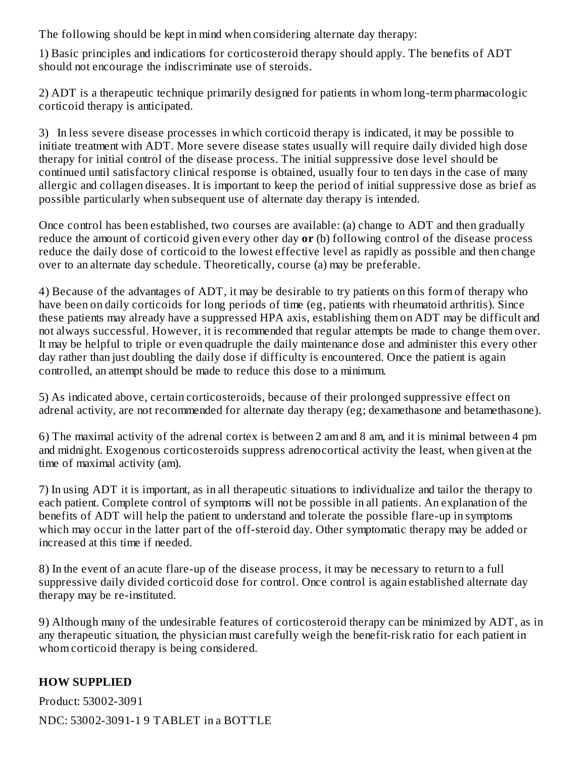The following should be kept in mind when considering alternate day therapy:

1) Basic principles and indications for corticosteroid therapy should apply. The benefits of ADT should not encourage the indiscriminate use of steroids.

2) ADT is a therapeutic technique primarily designed for patients in whom long-term pharmacologic corticoid therapy is anticipated.

3) In less severe disease processes in which corticoid therapy is indicated, it may be possible to initiate treatment with ADT. More severe disease states usually will require daily divided high dose therapy for initial control of the disease process. The initial suppressive dose level should be continued until satisfactory clinical response is obtained, usually four to ten days in the case of many allergic and collagen diseases. It is important to keep the period of initial suppressive dose as brief as possible particularly when subsequent use of alternate day therapy is intended.

Once control has been established, two courses are available: (a) change to ADT and then gradually reduce the amount of corticoid given every other day **or** (b) following control of the disease process reduce the daily dose of corticoid to the lowest effective level as rapidly as possible and then change over to an alternate day schedule. Theoretically, course (a) may be preferable.

4) Because of the advantages of ADT, it may be desirable to try patients on this form of therapy who have been on daily corticoids for long periods of time (eg, patients with rheumatoid arthritis). Since these patients may already have a suppressed HPA axis, establishing them on ADT may be difficult and not always successful. However, it is recommended that regular attempts be made to change them over. It may be helpful to triple or even quadruple the daily maintenance dose and administer this every other day rather than just doubling the daily dose if difficulty is encountered. Once the patient is again controlled, an attempt should be made to reduce this dose to a minimum.

5) As indicated above, certain corticosteroids, because of their prolonged suppressive effect on adrenal activity, are not recommended for alternate day therapy (eg; dexamethasone and betamethasone).

6) The maximal activity of the adrenal cortex is between 2 am and 8 am, and it is minimal between 4 pm and midnight. Exogenous corticosteroids suppress adrenocortical activity the least, when given at the time of maximal activity (am).

7) In using ADT it is important, as in all therapeutic situations to individualize and tailor the therapy to each patient. Complete control of symptoms will not be possible in all patients. An explanation of the benefits of ADT will help the patient to understand and tolerate the possible flare-up in symptoms which may occur in the latter part of the off-steroid day. Other symptomatic therapy may be added or increased at this time if needed.

8) In the event of an acute flare-up of the disease process, it may be necessary to return to a full suppressive daily divided corticoid dose for control. Once control is again established alternate day therapy may be re-instituted.

9) Although many of the undesirable features of corticosteroid therapy can be minimized by ADT, as in any therapeutic situation, the physician must carefully weigh the benefit-risk ratio for each patient in whom corticoid therapy is being considered.

## HOW SUPPLIED

Product: 53002-3091

NDC: 53002-3091-1 9 TABLET in a BOTTLE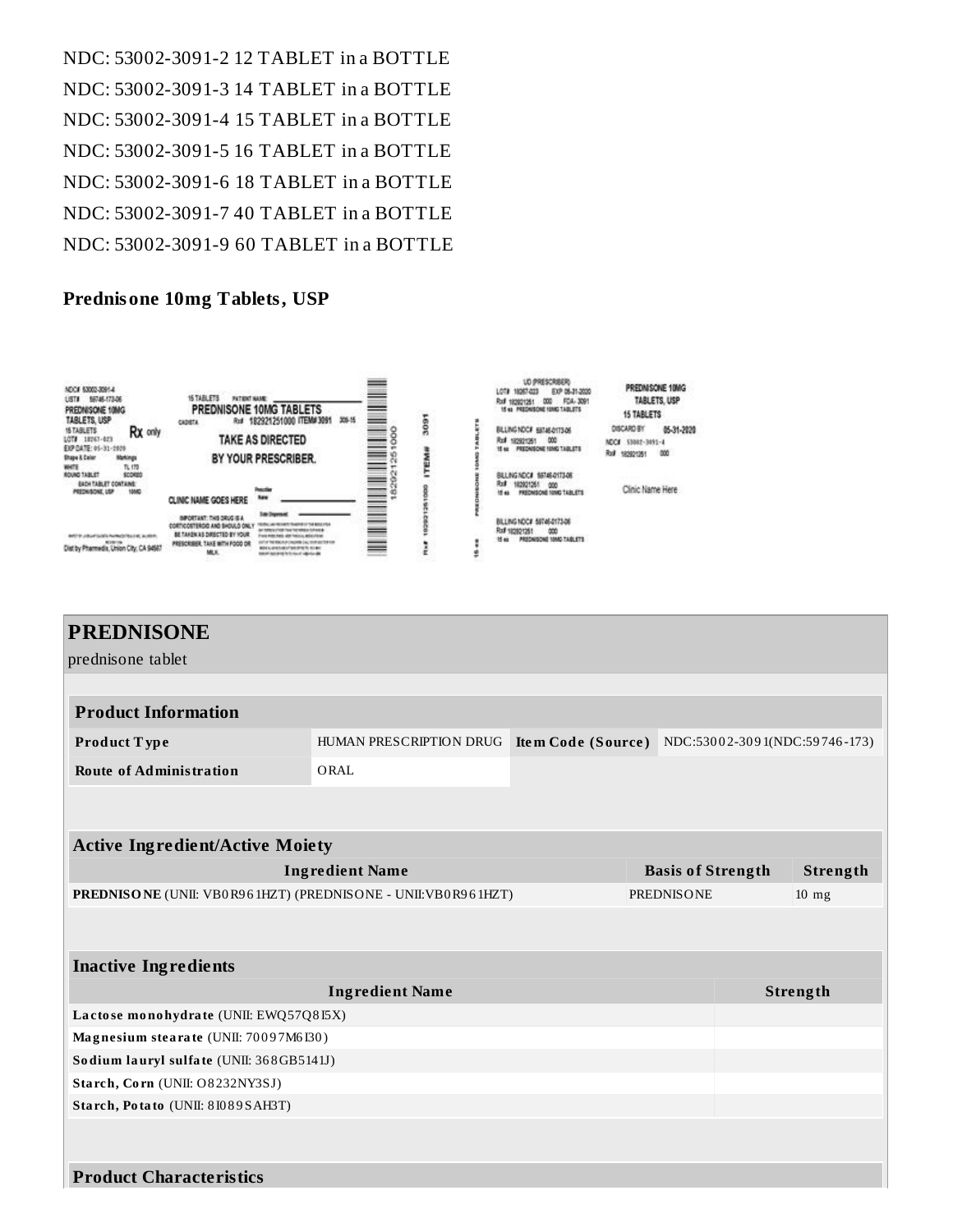NDC: 53002-3091-2 12 TABLET in a BOTTLE
NDC: 53002-3091-3 14 TABLET in a BOTTLE
NDC: 53002-3091-4 15 TABLET in a BOTTLE
NDC: 53002-3091-5 16 TABLET in a BOTTLE
NDC: 53002-3091-6 18 TABLET in a BOTTLE
NDC: 53002-3091-7 40 TABLET in a BOTTLE
NDC: 53002-3091-9 60 TABLET in a BOTTLE

**Prednisone 10mg Tablets, USP**

## PREDNISONE

prednisone tablet

| Product Information | | | |
|---|---|---|---|
| **Product Type** | HUMAN PRESCRIPTION DRUG | **Item Code (Source)** | NDC:53002-3091(NDC:59746-173) |
| **Route of Administration** | ORAL | | |

| Active Ingredient/Active Moiety | | |
|---|---|---|
| **Ingredient Name** | **Basis of Strength** | **Strength** |
| **PREDNISONE** (UNII: VB0R961HZT) (PREDNISONE - UNII:VB0R961HZT) | PREDNISONE | 10 mg |

| Inactive Ingredients | |
|---|---|
| **Ingredient Name** | **Strength** |
| **Lactose monohydrate** (UNII: EWQ57Q8I5X) | |
| **Magnesium stearate** (UNII: 70097M6I30) | |
| **Sodium lauryl sulfate** (UNII: 368GB5141J) | |
| **Starch, Corn** (UNII: O8232NY3SJ) | |
| **Starch, Potato** (UNII: 8I089SAH3T) | |

**Product Characteristics**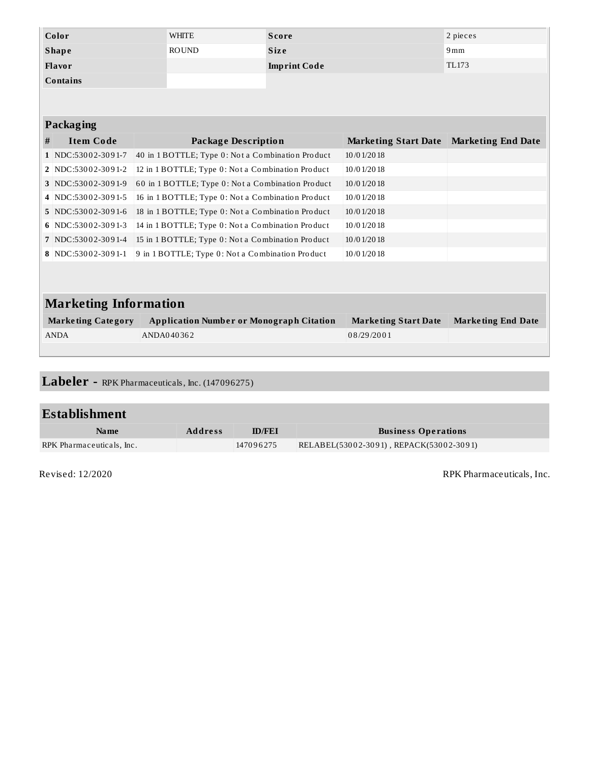| | | | |
|---|---|---|---|
| **Color** | WHITE | **Score** | 2 pieces |
| **Shape** | ROUND | **Size** | 9mm |
| **Flavor** | | **Imprint Code** | TL173 |
| **Contains** | | | |

### Packaging

| # | Item Code | Package Description | Marketing Start Date | Marketing End Date |
|---|---|---|---|---|
| 1 | NDC:53002-3091-7 | 40 in 1 BOTTLE; Type 0: Not a Combination Product | 10/01/2018 | |
| 2 | NDC:53002-3091-2 | 12 in 1 BOTTLE; Type 0: Not a Combination Product | 10/01/2018 | |
| 3 | NDC:53002-3091-9 | 60 in 1 BOTTLE; Type 0: Not a Combination Product | 10/01/2018 | |
| 4 | NDC:53002-3091-5 | 16 in 1 BOTTLE; Type 0: Not a Combination Product | 10/01/2018 | |
| 5 | NDC:53002-3091-6 | 18 in 1 BOTTLE; Type 0: Not a Combination Product | 10/01/2018 | |
| 6 | NDC:53002-3091-3 | 14 in 1 BOTTLE; Type 0: Not a Combination Product | 10/01/2018 | |
| 7 | NDC:53002-3091-4 | 15 in 1 BOTTLE; Type 0: Not a Combination Product | 10/01/2018 | |
| 8 | NDC:53002-3091-1 | 9 in 1 BOTTLE; Type 0: Not a Combination Product | 10/01/2018 | |

### Marketing Information

| Marketing Category | Application Number or Monograph Citation | Marketing Start Date | Marketing End Date |
|---|---|---|---|
| ANDA | ANDA040362 | 08/29/2001 | |

## Labeler - RPK Pharmaceuticals, Inc. (147096275)

## Establishment

| Name | Address | ID/FEI | Business Operations |
|---|---|---|---|
| RPK Pharmaceuticals, Inc. | | 147096275 | RELABEL(53002-3091) , REPACK(53002-3091) |

Revised: 12/2020

RPK Pharmaceuticals, Inc.